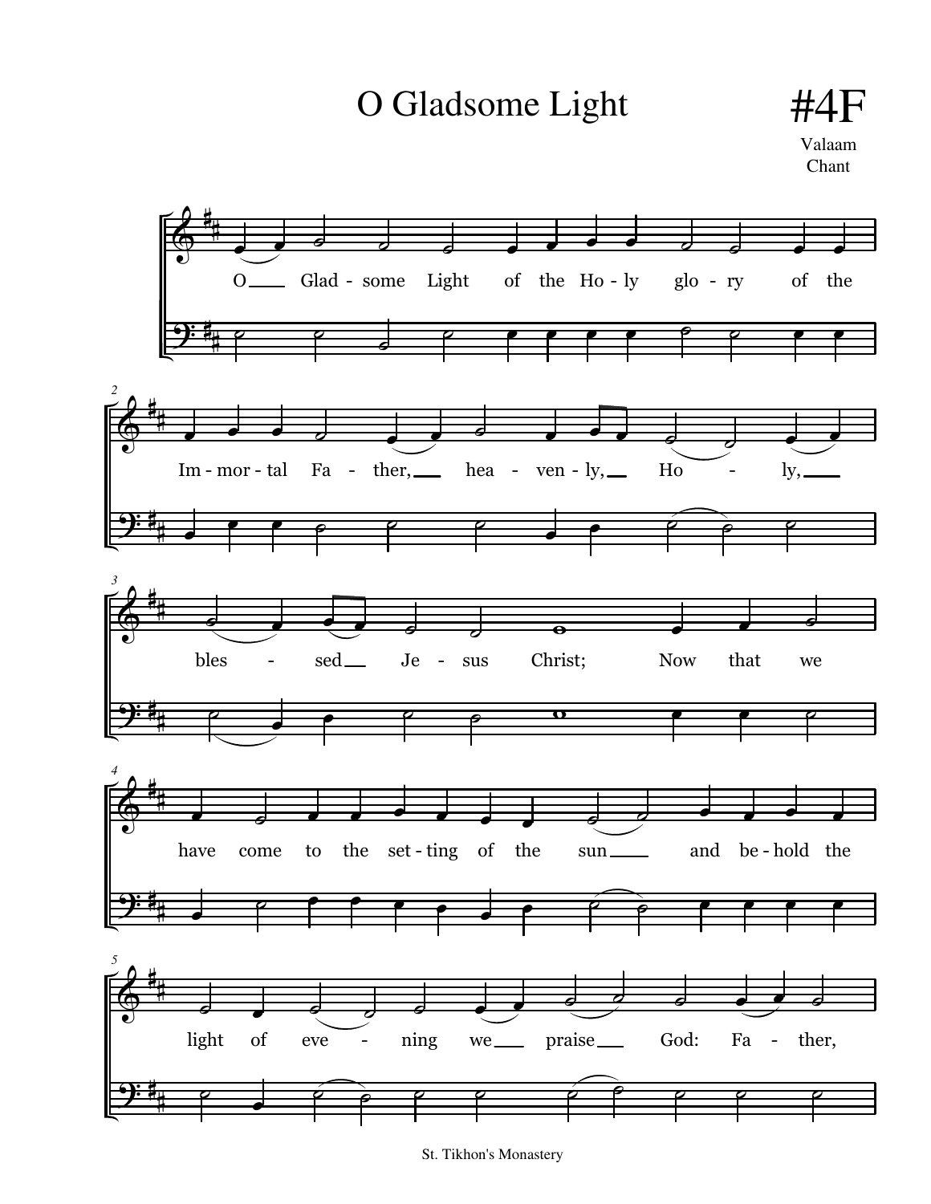# O Gladsome Light

#4F

Valaam Chant

O __ Glad - some Light of the Ho - ly glo - ry of the

Im - mor - tal Fa - ther, __ hea - ven - ly, __ Ho - ly, __

bles - sed __ Je - sus Christ; Now that we

have come to the set - ting of the sun __ and be - hold the

light of eve - ning we __ praise __ God: Fa - ther,

St. Tikhon's Monastery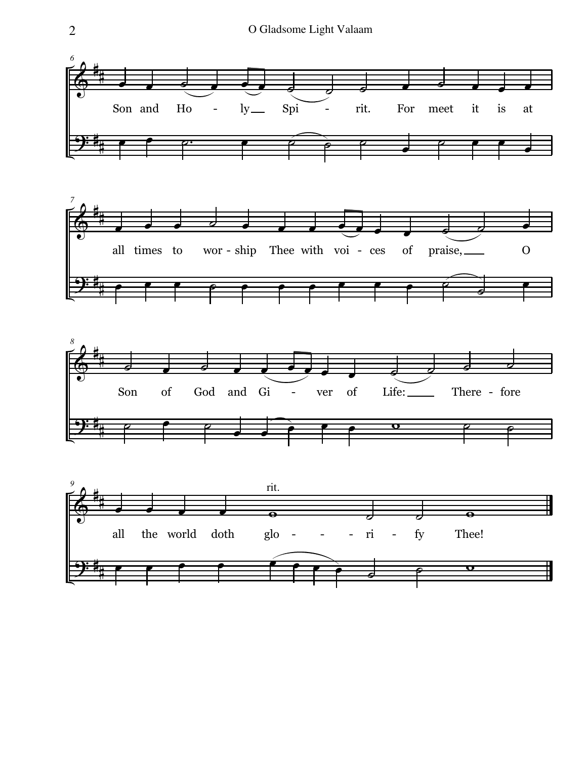6

Son and Ho - ly Spi - rit. For meet it is at

7

all times to wor - ship Thee with voi - ces of praise, O

8

Son of God and Gi - ver of Life: There - fore

9

rit.

all the world doth glo - - - ri - fy Thee!